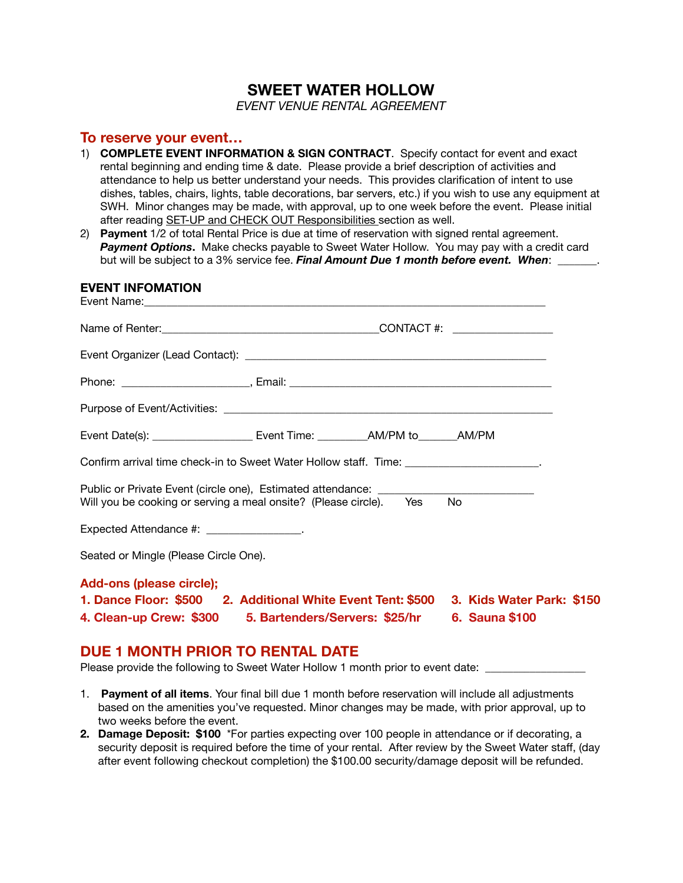# SWEET WATER HOLLOW

*EVENT VENUE RENTAL AGREEMENT*

## To reserve your event…

1) **COMPLETE EVENT INFORMATION & SIGN CONTRACT**. Specify contact for event and exact rental beginning and ending time & date. Please provide a brief description of activities and attendance to help us better understand your needs. This provides clarification of intent to use dishes, tables, chairs, lights, table decorations, bar servers, etc.) if you wish to use any equipment at SWH. Minor changes may be made, with approval, up to one week before the event. Please initial after reading SET-UP and CHECK OUT Responsibilities section as well.
2) **Payment** 1/2 of total Rental Price is due at time of reservation with signed rental agreement. ***Payment Options*****.** Make checks payable to Sweet Water Hollow. You may pay with a credit card but will be subject to a 3% service fee. ***Final Amount Due 1 month before event. When***: _______.

### EVENT INFOMATION

Event Name:_______________________________________________________________________

Name of Renter:__________________________________CONTACT #: _______________

Event Organizer (Lead Contact): _______________________________________________

Phone: ____________________, Email: _________________________________________

Purpose of Event/Activities: ___________________________________________________

Event Date(s): ________________ Event Time: ________AM/PM to______AM/PM

Confirm arrival time check-in to Sweet Water Hollow staff. Time: _____________________.

Public or Private Event (circle one), Estimated attendance: ________________________
Will you be cooking or serving a meal onsite? (Please circle). Yes No

Expected Attendance #: _______________.

Seated or Mingle (Please Circle One).

**Add-ons (please circle);**

**1. Dance Floor: $500** **2. Additional White Event Tent: $500** **3. Kids Water Park: $150**
**4. Clean-up Crew: $300** **5. Bartenders/Servers: $25/hr** **6. Sauna $100**

## DUE 1 MONTH PRIOR TO RENTAL DATE

Please provide the following to Sweet Water Hollow 1 month prior to event date: ________________

1. **Payment of all items**. Your final bill due 1 month before reservation will include all adjustments based on the amenities you've requested. Minor changes may be made, with prior approval, up to two weeks before the event.
2. **Damage Deposit: $100** *For parties expecting over 100 people in attendance or if decorating, a security deposit is required before the time of your rental. After review by the Sweet Water staff, (day after event following checkout completion) the $100.00 security/damage deposit will be refunded.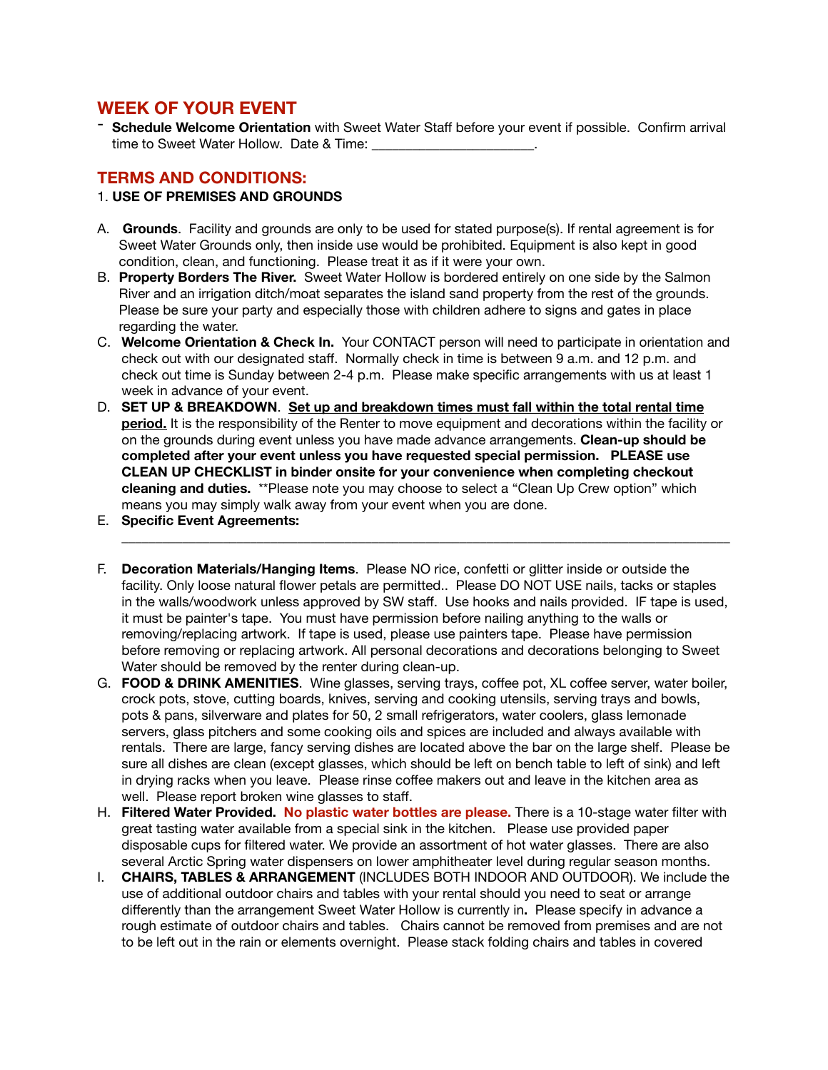## WEEK OF YOUR EVENT

- **Schedule Welcome Orientation** with Sweet Water Staff before your event if possible. Confirm arrival time to Sweet Water Hollow. Date & Time: ______________________.

## TERMS AND CONDITIONS:

1. **USE OF PREMISES AND GROUNDS**

A. **Grounds**. Facility and grounds are only to be used for stated purpose(s). If rental agreement is for Sweet Water Grounds only, then inside use would be prohibited. Equipment is also kept in good condition, clean, and functioning. Please treat it as if it were your own.

B. **Property Borders The River.** Sweet Water Hollow is bordered entirely on one side by the Salmon River and an irrigation ditch/moat separates the island sand property from the rest of the grounds. Please be sure your party and especially those with children adhere to signs and gates in place regarding the water.

C. **Welcome Orientation & Check In.** Your CONTACT person will need to participate in orientation and check out with our designated staff. Normally check in time is between 9 a.m. and 12 p.m. and check out time is Sunday between 2-4 p.m. Please make specific arrangements with us at least 1 week in advance of your event.

D. **SET UP & BREAKDOWN**. **Set up and breakdown times must fall within the total rental time period.** It is the responsibility of the Renter to move equipment and decorations within the facility or on the grounds during event unless you have made advance arrangements. **Clean-up should be completed after your event unless you have requested special permission. PLEASE use CLEAN UP CHECKLIST in binder onsite for your convenience when completing checkout cleaning and duties.** **Please note you may choose to select a "Clean Up Crew option" which means you may simply walk away from your event when you are done.

E. **Specific Event Agreements:** ______________________________________________________________________________

F. **Decoration Materials/Hanging Items**. Please NO rice, confetti or glitter inside or outside the facility. Only loose natural flower petals are permitted.. Please DO NOT USE nails, tacks or staples in the walls/woodwork unless approved by SW staff. Use hooks and nails provided. IF tape is used, it must be painter's tape. You must have permission before nailing anything to the walls or removing/replacing artwork. If tape is used, please use painters tape. Please have permission before removing or replacing artwork. All personal decorations and decorations belonging to Sweet Water should be removed by the renter during clean-up.

G. **FOOD & DRINK AMENITIES**. Wine glasses, serving trays, coffee pot, XL coffee server, water boiler, crock pots, stove, cutting boards, knives, serving and cooking utensils, serving trays and bowls, pots & pans, silverware and plates for 50, 2 small refrigerators, water coolers, glass lemonade servers, glass pitchers and some cooking oils and spices are included and always available with rentals. There are large, fancy serving dishes are located above the bar on the large shelf. Please be sure all dishes are clean (except glasses, which should be left on bench table to left of sink) and left in drying racks when you leave. Please rinse coffee makers out and leave in the kitchen area as well. Please report broken wine glasses to staff.

H. **Filtered Water Provided. No plastic water bottles are please.** There is a 10-stage water filter with great tasting water available from a special sink in the kitchen. Please use provided paper disposable cups for filtered water. We provide an assortment of hot water glasses. There are also several Arctic Spring water dispensers on lower amphitheater level during regular season months.

I. **CHAIRS, TABLES & ARRANGEMENT** (INCLUDES BOTH INDOOR AND OUTDOOR). We include the use of additional outdoor chairs and tables with your rental should you need to seat or arrange differently than the arrangement Sweet Water Hollow is currently in**.** Please specify in advance a rough estimate of outdoor chairs and tables. Chairs cannot be removed from premises and are not to be left out in the rain or elements overnight. Please stack folding chairs and tables in covered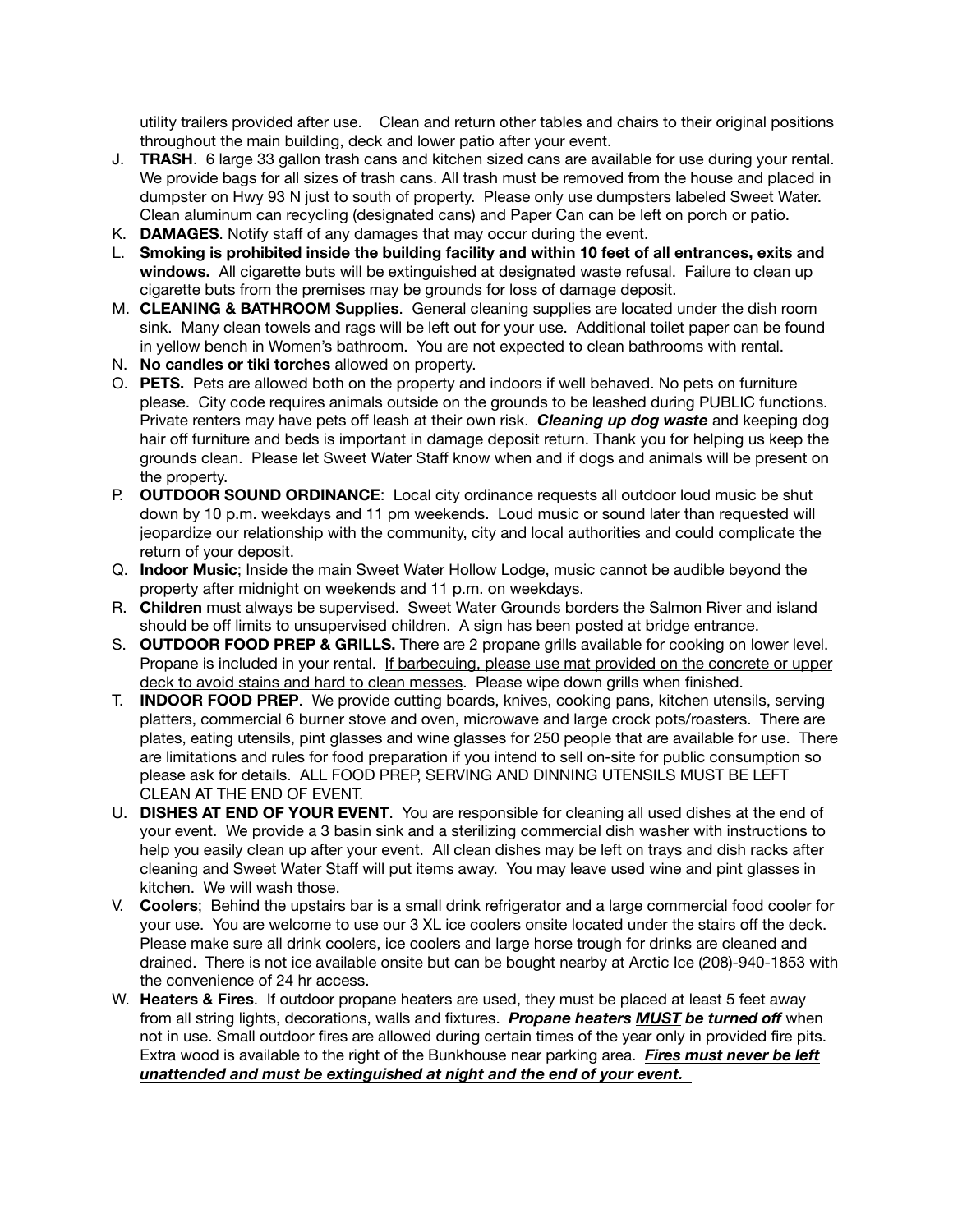utility trailers provided after use. Clean and return other tables and chairs to their original positions throughout the main building, deck and lower patio after your event.

J. **TRASH**. 6 large 33 gallon trash cans and kitchen sized cans are available for use during your rental. We provide bags for all sizes of trash cans. All trash must be removed from the house and placed in dumpster on Hwy 93 N just to south of property. Please only use dumpsters labeled Sweet Water. Clean aluminum can recycling (designated cans) and Paper Can can be left on porch or patio.

K. **DAMAGES**. Notify staff of any damages that may occur during the event.

L. **Smoking is prohibited inside the building facility and within 10 feet of all entrances, exits and windows.** All cigarette buts will be extinguished at designated waste refusal. Failure to clean up cigarette buts from the premises may be grounds for loss of damage deposit.

M. **CLEANING & BATHROOM Supplies**. General cleaning supplies are located under the dish room sink. Many clean towels and rags will be left out for your use. Additional toilet paper can be found in yellow bench in Women's bathroom. You are not expected to clean bathrooms with rental.

N. **No candles or tiki torches** allowed on property.

O. **PETS.** Pets are allowed both on the property and indoors if well behaved. No pets on furniture please. City code requires animals outside on the grounds to be leashed during PUBLIC functions. Private renters may have pets off leash at their own risk. ***Cleaning up dog waste*** and keeping dog hair off furniture and beds is important in damage deposit return. Thank you for helping us keep the grounds clean. Please let Sweet Water Staff know when and if dogs and animals will be present on the property.

P. **OUTDOOR SOUND ORDINANCE**: Local city ordinance requests all outdoor loud music be shut down by 10 p.m. weekdays and 11 pm weekends. Loud music or sound later than requested will jeopardize our relationship with the community, city and local authorities and could complicate the return of your deposit.

Q. **Indoor Music**; Inside the main Sweet Water Hollow Lodge, music cannot be audible beyond the property after midnight on weekends and 11 p.m. on weekdays.

R. **Children** must always be supervised. Sweet Water Grounds borders the Salmon River and island should be off limits to unsupervised children. A sign has been posted at bridge entrance.

S. **OUTDOOR FOOD PREP & GRILLS.** There are 2 propane grills available for cooking on lower level. Propane is included in your rental. <u>If barbecuing, please use mat provided on the concrete or upper deck to avoid stains and hard to clean messes</u>. Please wipe down grills when finished.

T. **INDOOR FOOD PREP**. We provide cutting boards, knives, cooking pans, kitchen utensils, serving platters, commercial 6 burner stove and oven, microwave and large crock pots/roasters. There are plates, eating utensils, pint glasses and wine glasses for 250 people that are available for use. There are limitations and rules for food preparation if you intend to sell on-site for public consumption so please ask for details. ALL FOOD PREP, SERVING AND DINNING UTENSILS MUST BE LEFT CLEAN AT THE END OF EVENT.

U. **DISHES AT END OF YOUR EVENT**. You are responsible for cleaning all used dishes at the end of your event. We provide a 3 basin sink and a sterilizing commercial dish washer with instructions to help you easily clean up after your event. All clean dishes may be left on trays and dish racks after cleaning and Sweet Water Staff will put items away. You may leave used wine and pint glasses in kitchen. We will wash those.

V. **Coolers**; Behind the upstairs bar is a small drink refrigerator and a large commercial food cooler for your use. You are welcome to use our 3 XL ice coolers onsite located under the stairs off the deck. Please make sure all drink coolers, ice coolers and large horse trough for drinks are cleaned and drained. There is not ice available onsite but can be bought nearby at Arctic Ice (208)-940-1853 with the convenience of 24 hr access.

W. **Heaters & Fires**. If outdoor propane heaters are used, they must be placed at least 5 feet away from all string lights, decorations, walls and fixtures. ***Propane heaters <u>MUST</u> be turned off*** when not in use. Small outdoor fires are allowed during certain times of the year only in provided fire pits. Extra wood is available to the right of the Bunkhouse near parking area. ***<u>Fires must never be left unattended and must be extinguished at night and the end of your event.</u>***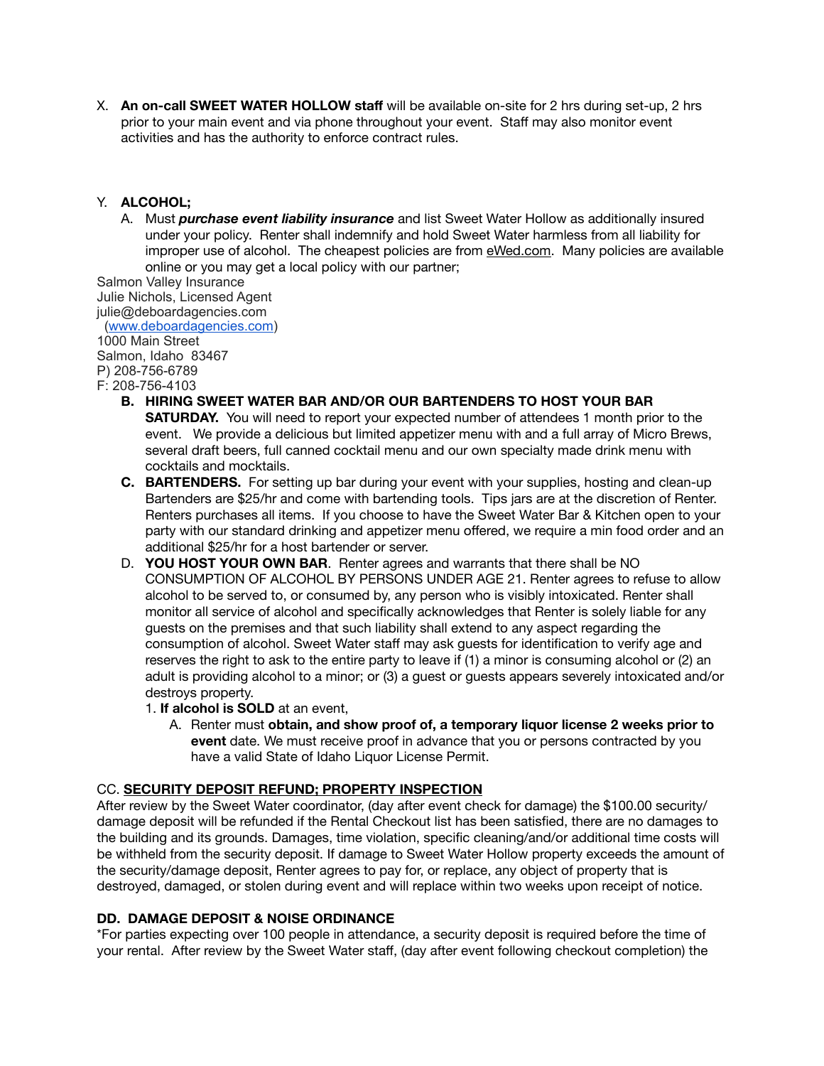X. **An on-call SWEET WATER HOLLOW staff** will be available on-site for 2 hrs during set-up, 2 hrs prior to your main event and via phone throughout your event. Staff may also monitor event activities and has the authority to enforce contract rules.

Y. **ALCOHOL;**

A. Must ***purchase event liability insurance*** and list Sweet Water Hollow as additionally insured under your policy. Renter shall indemnify and hold Sweet Water harmless from all liability for improper use of alcohol. The cheapest policies are from eWed.com. Many policies are available online or you may get a local policy with our partner;

Salmon Valley Insurance
Julie Nichols, Licensed Agent
julie@deboardagencies.com
(www.deboardagencies.com)
1000 Main Street
Salmon, Idaho 83467
P) 208-756-6789
F: 208-756-4103

B. **HIRING SWEET WATER BAR AND/OR OUR BARTENDERS TO HOST YOUR BAR SATURDAY.** You will need to report your expected number of attendees 1 month prior to the event. We provide a delicious but limited appetizer menu with and a full array of Micro Brews, several draft beers, full canned cocktail menu and our own specialty made drink menu with cocktails and mocktails.

C. **BARTENDERS.** For setting up bar during your event with your supplies, hosting and clean-up Bartenders are $25/hr and come with bartending tools. Tips jars are at the discretion of Renter. Renters purchases all items. If you choose to have the Sweet Water Bar & Kitchen open to your party with our standard drinking and appetizer menu offered, we require a min food order and an additional $25/hr for a host bartender or server.

D. **YOU HOST YOUR OWN BAR**. Renter agrees and warrants that there shall be NO CONSUMPTION OF ALCOHOL BY PERSONS UNDER AGE 21. Renter agrees to refuse to allow alcohol to be served to, or consumed by, any person who is visibly intoxicated. Renter shall monitor all service of alcohol and specifically acknowledges that Renter is solely liable for any guests on the premises and that such liability shall extend to any aspect regarding the consumption of alcohol. Sweet Water staff may ask guests for identification to verify age and reserves the right to ask to the entire party to leave if (1) a minor is consuming alcohol or (2) an adult is providing alcohol to a minor; or (3) a guest or guests appears severely intoxicated and/or destroys property.

1. **If alcohol is SOLD** at an event,

   A. Renter must **obtain, and show proof of, a temporary liquor license 2 weeks prior to event** date. We must receive proof in advance that you or persons contracted by you have a valid State of Idaho Liquor License Permit.

CC. **SECURITY DEPOSIT REFUND; PROPERTY INSPECTION**

After review by the Sweet Water coordinator, (day after event check for damage) the $100.00 security/damage deposit will be refunded if the Rental Checkout list has been satisfied, there are no damages to the building and its grounds. Damages, time violation, specific cleaning/and/or additional time costs will be withheld from the security deposit. If damage to Sweet Water Hollow property exceeds the amount of the security/damage deposit, Renter agrees to pay for, or replace, any object of property that is destroyed, damaged, or stolen during event and will replace within two weeks upon receipt of notice.

**DD. DAMAGE DEPOSIT & NOISE ORDINANCE**

*For parties expecting over 100 people in attendance, a security deposit is required before the time of your rental. After review by the Sweet Water staff, (day after event following checkout completion) the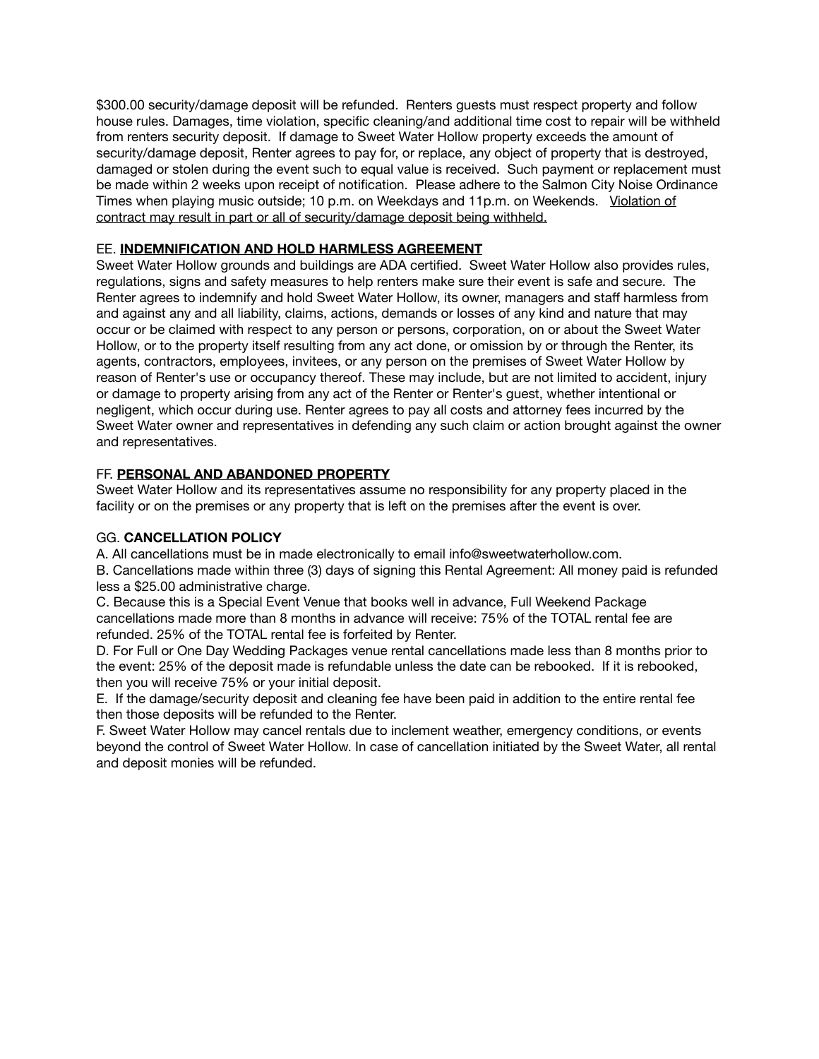$300.00 security/damage deposit will be refunded. Renters guests must respect property and follow house rules. Damages, time violation, specific cleaning/and additional time cost to repair will be withheld from renters security deposit. If damage to Sweet Water Hollow property exceeds the amount of security/damage deposit, Renter agrees to pay for, or replace, any object of property that is destroyed, damaged or stolen during the event such to equal value is received. Such payment or replacement must be made within 2 weeks upon receipt of notification. Please adhere to the Salmon City Noise Ordinance Times when playing music outside; 10 p.m. on Weekdays and 11p.m. on Weekends. <u>Violation of contract may result in part or all of security/damage deposit being withheld.</u>

EE. **<u>INDEMNIFICATION AND HOLD HARMLESS AGREEMENT</u>**

Sweet Water Hollow grounds and buildings are ADA certified. Sweet Water Hollow also provides rules, regulations, signs and safety measures to help renters make sure their event is safe and secure. The Renter agrees to indemnify and hold Sweet Water Hollow, its owner, managers and staff harmless from and against any and all liability, claims, actions, demands or losses of any kind and nature that may occur or be claimed with respect to any person or persons, corporation, on or about the Sweet Water Hollow, or to the property itself resulting from any act done, or omission by or through the Renter, its agents, contractors, employees, invitees, or any person on the premises of Sweet Water Hollow by reason of Renter's use or occupancy thereof. These may include, but are not limited to accident, injury or damage to property arising from any act of the Renter or Renter's guest, whether intentional or negligent, which occur during use. Renter agrees to pay all costs and attorney fees incurred by the Sweet Water owner and representatives in defending any such claim or action brought against the owner and representatives.

FF. **<u>PERSONAL AND ABANDONED PROPERTY</u>**

Sweet Water Hollow and its representatives assume no responsibility for any property placed in the facility or on the premises or any property that is left on the premises after the event is over.

GG. **CANCELLATION POLICY**

A. All cancellations must be in made electronically to email info@sweetwaterhollow.com.
B. Cancellations made within three (3) days of signing this Rental Agreement: All money paid is refunded less a $25.00 administrative charge.
C. Because this is a Special Event Venue that books well in advance, Full Weekend Package cancellations made more than 8 months in advance will receive: 75% of the TOTAL rental fee are refunded. 25% of the TOTAL rental fee is forfeited by Renter.
D. For Full or One Day Wedding Packages venue rental cancellations made less than 8 months prior to the event: 25% of the deposit made is refundable unless the date can be rebooked. If it is rebooked, then you will receive 75% or your initial deposit.
E. If the damage/security deposit and cleaning fee have been paid in addition to the entire rental fee then those deposits will be refunded to the Renter.
F. Sweet Water Hollow may cancel rentals due to inclement weather, emergency conditions, or events beyond the control of Sweet Water Hollow. In case of cancellation initiated by the Sweet Water, all rental and deposit monies will be refunded.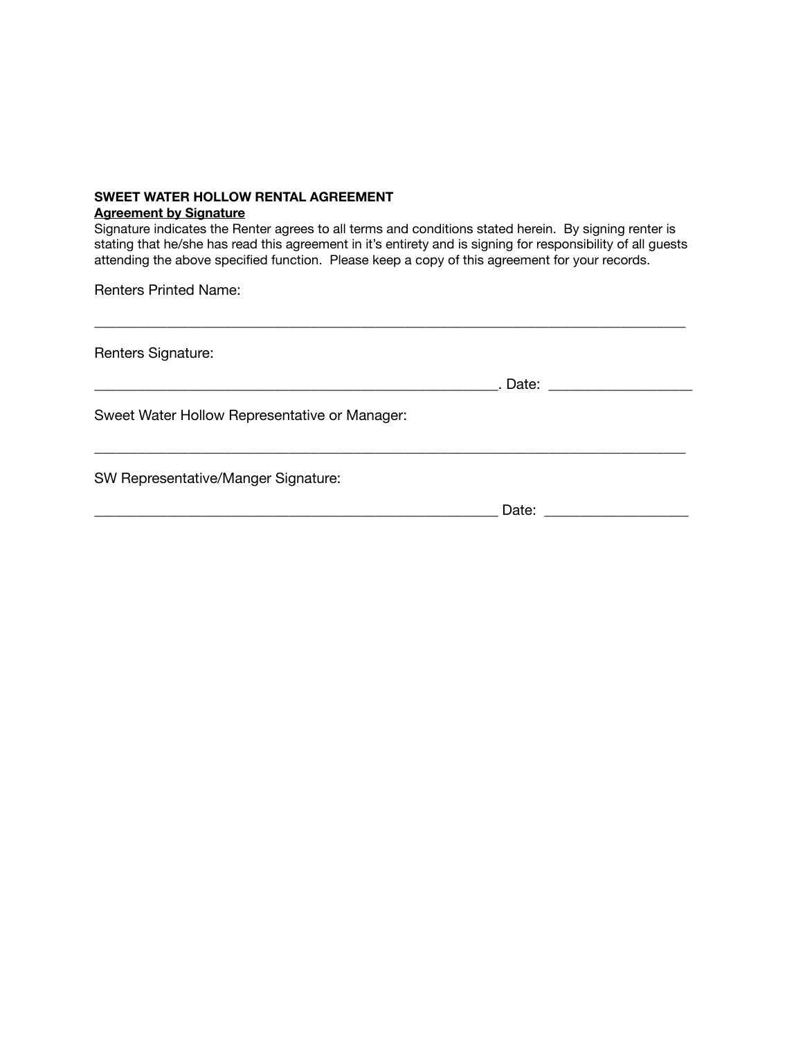**SWEET WATER HOLLOW RENTAL AGREEMENT**

**Agreement by Signature**

Signature indicates the Renter agrees to all terms and conditions stated herein. By signing renter is stating that he/she has read this agreement in it's entirety and is signing for responsibility of all guests attending the above specified function. Please keep a copy of this agreement for your records.

Renters Printed Name:

_______________________________________________________________________________

Renters Signature:

____________________________________________________. Date: __________________

Sweet Water Hollow Representative or Manager:

_______________________________________________________________________________

SW Representative/Manger Signature:

____________________________________________________ Date: __________________